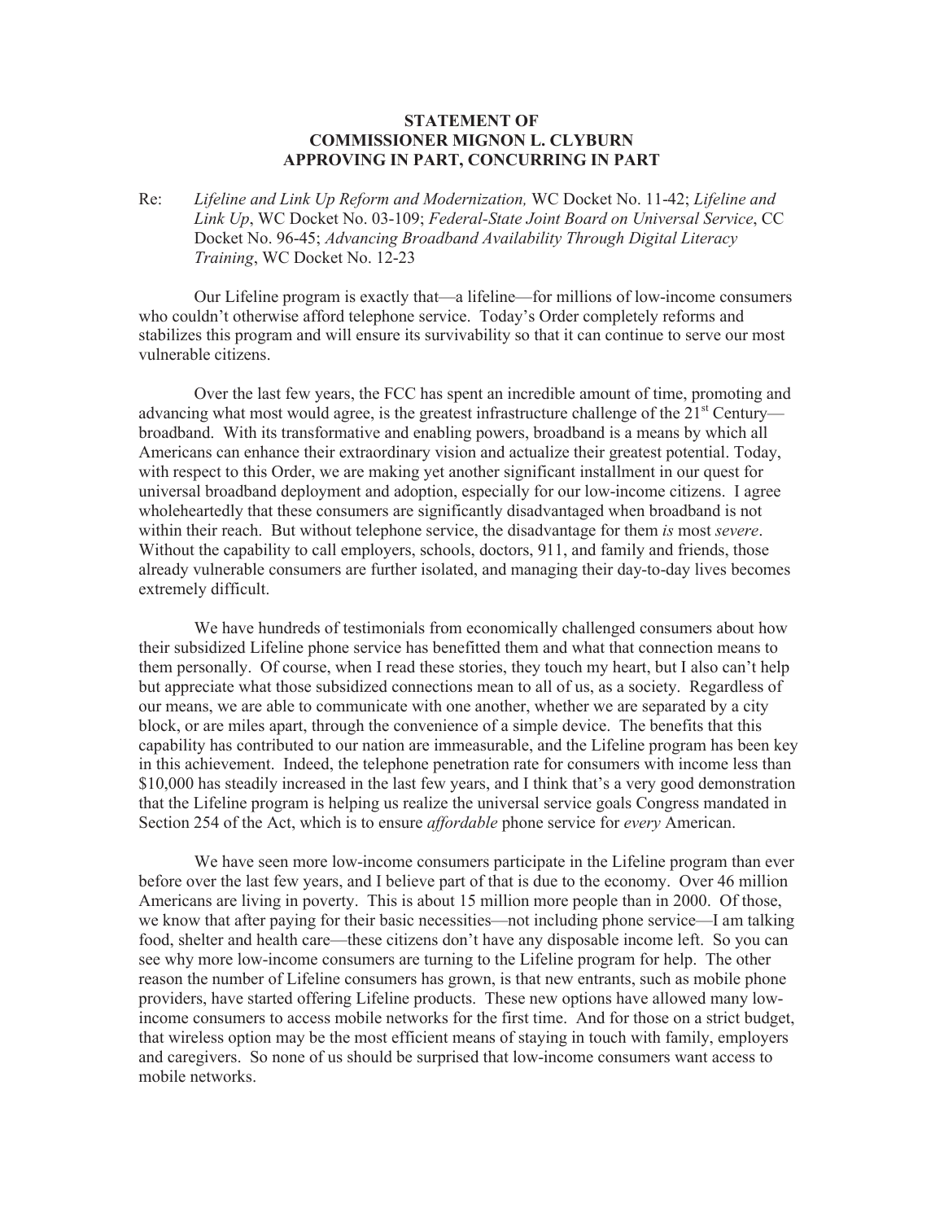**STATEMENT OF**
**COMMISSIONER MIGNON L. CLYBURN**
**APPROVING IN PART, CONCURRING IN PART**

Re: *Lifeline and Link Up Reform and Modernization,* WC Docket No. 11-42; *Lifeline and Link Up*, WC Docket No. 03-109; *Federal-State Joint Board on Universal Service*, CC Docket No. 96-45; *Advancing Broadband Availability Through Digital Literacy Training*, WC Docket No. 12-23

Our Lifeline program is exactly that—a lifeline—for millions of low-income consumers who couldn't otherwise afford telephone service. Today's Order completely reforms and stabilizes this program and will ensure its survivability so that it can continue to serve our most vulnerable citizens.

Over the last few years, the FCC has spent an incredible amount of time, promoting and advancing what most would agree, is the greatest infrastructure challenge of the 21st Century—broadband. With its transformative and enabling powers, broadband is a means by which all Americans can enhance their extraordinary vision and actualize their greatest potential. Today, with respect to this Order, we are making yet another significant installment in our quest for universal broadband deployment and adoption, especially for our low-income citizens. I agree wholeheartedly that these consumers are significantly disadvantaged when broadband is not within their reach. But without telephone service, the disadvantage for them *is* most *severe*. Without the capability to call employers, schools, doctors, 911, and family and friends, those already vulnerable consumers are further isolated, and managing their day-to-day lives becomes extremely difficult.

We have hundreds of testimonials from economically challenged consumers about how their subsidized Lifeline phone service has benefitted them and what that connection means to them personally. Of course, when I read these stories, they touch my heart, but I also can't help but appreciate what those subsidized connections mean to all of us, as a society. Regardless of our means, we are able to communicate with one another, whether we are separated by a city block, or are miles apart, through the convenience of a simple device. The benefits that this capability has contributed to our nation are immeasurable, and the Lifeline program has been key in this achievement. Indeed, the telephone penetration rate for consumers with income less than $10,000 has steadily increased in the last few years, and I think that's a very good demonstration that the Lifeline program is helping us realize the universal service goals Congress mandated in Section 254 of the Act, which is to ensure *affordable* phone service for *every* American.

We have seen more low-income consumers participate in the Lifeline program than ever before over the last few years, and I believe part of that is due to the economy. Over 46 million Americans are living in poverty. This is about 15 million more people than in 2000. Of those, we know that after paying for their basic necessities—not including phone service—I am talking food, shelter and health care—these citizens don't have any disposable income left. So you can see why more low-income consumers are turning to the Lifeline program for help. The other reason the number of Lifeline consumers has grown, is that new entrants, such as mobile phone providers, have started offering Lifeline products. These new options have allowed many low-income consumers to access mobile networks for the first time. And for those on a strict budget, that wireless option may be the most efficient means of staying in touch with family, employers and caregivers. So none of us should be surprised that low-income consumers want access to mobile networks.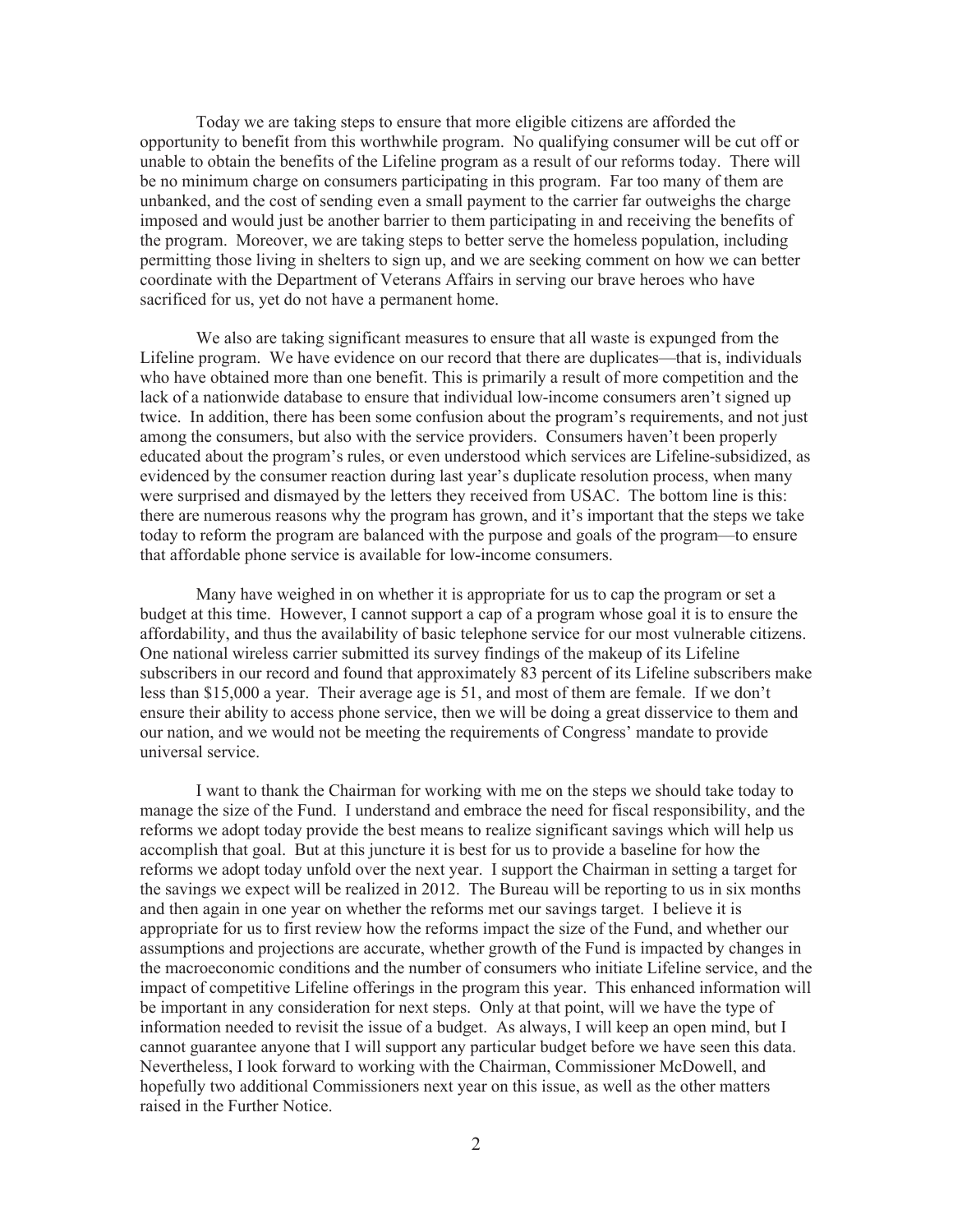Today we are taking steps to ensure that more eligible citizens are afforded the opportunity to benefit from this worthwhile program. No qualifying consumer will be cut off or unable to obtain the benefits of the Lifeline program as a result of our reforms today. There will be no minimum charge on consumers participating in this program. Far too many of them are unbanked, and the cost of sending even a small payment to the carrier far outweighs the charge imposed and would just be another barrier to them participating in and receiving the benefits of the program. Moreover, we are taking steps to better serve the homeless population, including permitting those living in shelters to sign up, and we are seeking comment on how we can better coordinate with the Department of Veterans Affairs in serving our brave heroes who have sacrificed for us, yet do not have a permanent home.

We also are taking significant measures to ensure that all waste is expunged from the Lifeline program. We have evidence on our record that there are duplicates—that is, individuals who have obtained more than one benefit. This is primarily a result of more competition and the lack of a nationwide database to ensure that individual low-income consumers aren't signed up twice. In addition, there has been some confusion about the program's requirements, and not just among the consumers, but also with the service providers. Consumers haven't been properly educated about the program's rules, or even understood which services are Lifeline-subsidized, as evidenced by the consumer reaction during last year's duplicate resolution process, when many were surprised and dismayed by the letters they received from USAC. The bottom line is this: there are numerous reasons why the program has grown, and it's important that the steps we take today to reform the program are balanced with the purpose and goals of the program—to ensure that affordable phone service is available for low-income consumers.

Many have weighed in on whether it is appropriate for us to cap the program or set a budget at this time. However, I cannot support a cap of a program whose goal it is to ensure the affordability, and thus the availability of basic telephone service for our most vulnerable citizens. One national wireless carrier submitted its survey findings of the makeup of its Lifeline subscribers in our record and found that approximately 83 percent of its Lifeline subscribers make less than $15,000 a year. Their average age is 51, and most of them are female. If we don't ensure their ability to access phone service, then we will be doing a great disservice to them and our nation, and we would not be meeting the requirements of Congress' mandate to provide universal service.

I want to thank the Chairman for working with me on the steps we should take today to manage the size of the Fund. I understand and embrace the need for fiscal responsibility, and the reforms we adopt today provide the best means to realize significant savings which will help us accomplish that goal. But at this juncture it is best for us to provide a baseline for how the reforms we adopt today unfold over the next year. I support the Chairman in setting a target for the savings we expect will be realized in 2012. The Bureau will be reporting to us in six months and then again in one year on whether the reforms met our savings target. I believe it is appropriate for us to first review how the reforms impact the size of the Fund, and whether our assumptions and projections are accurate, whether growth of the Fund is impacted by changes in the macroeconomic conditions and the number of consumers who initiate Lifeline service, and the impact of competitive Lifeline offerings in the program this year. This enhanced information will be important in any consideration for next steps. Only at that point, will we have the type of information needed to revisit the issue of a budget. As always, I will keep an open mind, but I cannot guarantee anyone that I will support any particular budget before we have seen this data. Nevertheless, I look forward to working with the Chairman, Commissioner McDowell, and hopefully two additional Commissioners next year on this issue, as well as the other matters raised in the Further Notice.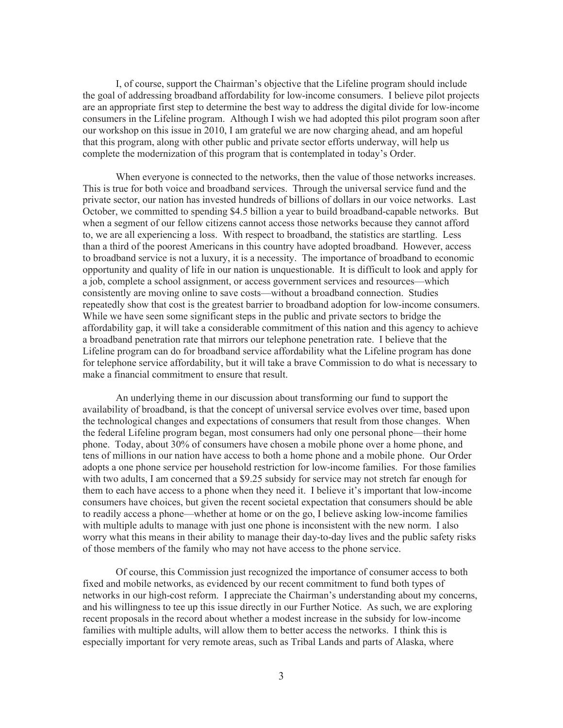I, of course, support the Chairman's objective that the Lifeline program should include the goal of addressing broadband affordability for low-income consumers. I believe pilot projects are an appropriate first step to determine the best way to address the digital divide for low-income consumers in the Lifeline program. Although I wish we had adopted this pilot program soon after our workshop on this issue in 2010, I am grateful we are now charging ahead, and am hopeful that this program, along with other public and private sector efforts underway, will help us complete the modernization of this program that is contemplated in today's Order.

When everyone is connected to the networks, then the value of those networks increases. This is true for both voice and broadband services. Through the universal service fund and the private sector, our nation has invested hundreds of billions of dollars in our voice networks. Last October, we committed to spending $4.5 billion a year to build broadband-capable networks. But when a segment of our fellow citizens cannot access those networks because they cannot afford to, we are all experiencing a loss. With respect to broadband, the statistics are startling. Less than a third of the poorest Americans in this country have adopted broadband. However, access to broadband service is not a luxury, it is a necessity. The importance of broadband to economic opportunity and quality of life in our nation is unquestionable. It is difficult to look and apply for a job, complete a school assignment, or access government services and resources—which consistently are moving online to save costs—without a broadband connection. Studies repeatedly show that cost is the greatest barrier to broadband adoption for low-income consumers. While we have seen some significant steps in the public and private sectors to bridge the affordability gap, it will take a considerable commitment of this nation and this agency to achieve a broadband penetration rate that mirrors our telephone penetration rate. I believe that the Lifeline program can do for broadband service affordability what the Lifeline program has done for telephone service affordability, but it will take a brave Commission to do what is necessary to make a financial commitment to ensure that result.

An underlying theme in our discussion about transforming our fund to support the availability of broadband, is that the concept of universal service evolves over time, based upon the technological changes and expectations of consumers that result from those changes. When the federal Lifeline program began, most consumers had only one personal phone—their home phone. Today, about 30% of consumers have chosen a mobile phone over a home phone, and tens of millions in our nation have access to both a home phone and a mobile phone. Our Order adopts a one phone service per household restriction for low-income families. For those families with two adults, I am concerned that a $9.25 subsidy for service may not stretch far enough for them to each have access to a phone when they need it. I believe it's important that low-income consumers have choices, but given the recent societal expectation that consumers should be able to readily access a phone—whether at home or on the go, I believe asking low-income families with multiple adults to manage with just one phone is inconsistent with the new norm. I also worry what this means in their ability to manage their day-to-day lives and the public safety risks of those members of the family who may not have access to the phone service.

Of course, this Commission just recognized the importance of consumer access to both fixed and mobile networks, as evidenced by our recent commitment to fund both types of networks in our high-cost reform. I appreciate the Chairman's understanding about my concerns, and his willingness to tee up this issue directly in our Further Notice. As such, we are exploring recent proposals in the record about whether a modest increase in the subsidy for low-income families with multiple adults, will allow them to better access the networks. I think this is especially important for very remote areas, such as Tribal Lands and parts of Alaska, where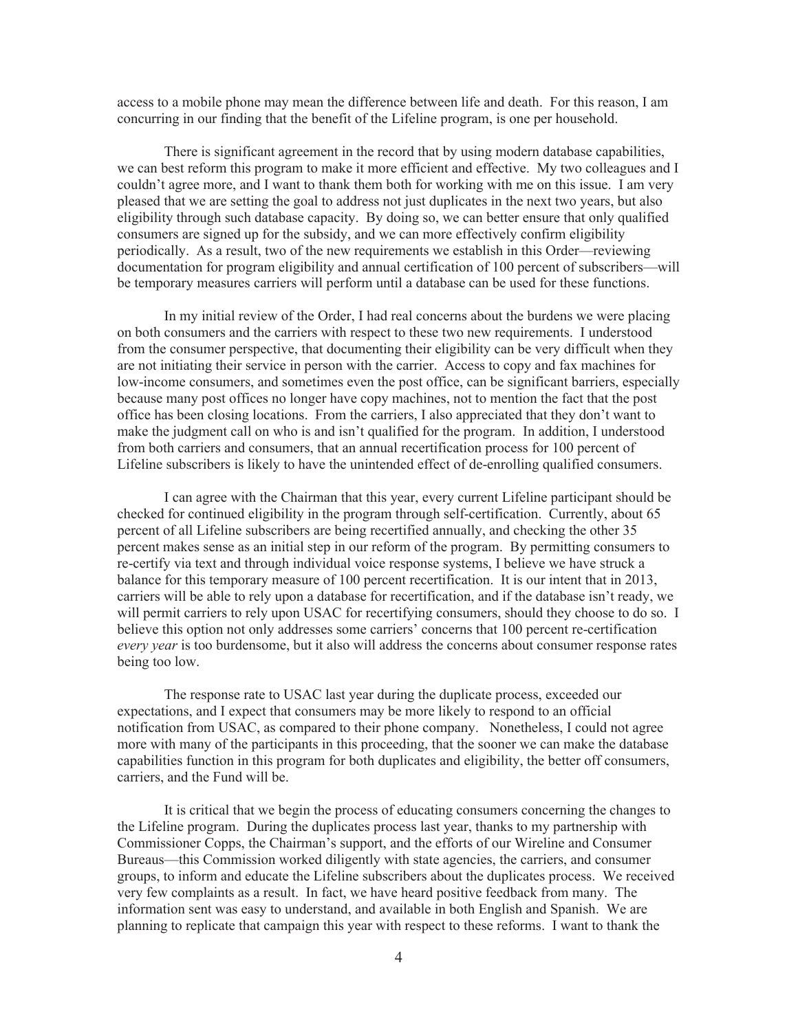access to a mobile phone may mean the difference between life and death. For this reason, I am concurring in our finding that the benefit of the Lifeline program, is one per household.

There is significant agreement in the record that by using modern database capabilities, we can best reform this program to make it more efficient and effective. My two colleagues and I couldn't agree more, and I want to thank them both for working with me on this issue. I am very pleased that we are setting the goal to address not just duplicates in the next two years, but also eligibility through such database capacity. By doing so, we can better ensure that only qualified consumers are signed up for the subsidy, and we can more effectively confirm eligibility periodically. As a result, two of the new requirements we establish in this Order—reviewing documentation for program eligibility and annual certification of 100 percent of subscribers—will be temporary measures carriers will perform until a database can be used for these functions.

In my initial review of the Order, I had real concerns about the burdens we were placing on both consumers and the carriers with respect to these two new requirements. I understood from the consumer perspective, that documenting their eligibility can be very difficult when they are not initiating their service in person with the carrier. Access to copy and fax machines for low-income consumers, and sometimes even the post office, can be significant barriers, especially because many post offices no longer have copy machines, not to mention the fact that the post office has been closing locations. From the carriers, I also appreciated that they don't want to make the judgment call on who is and isn't qualified for the program. In addition, I understood from both carriers and consumers, that an annual recertification process for 100 percent of Lifeline subscribers is likely to have the unintended effect of de-enrolling qualified consumers.

I can agree with the Chairman that this year, every current Lifeline participant should be checked for continued eligibility in the program through self-certification. Currently, about 65 percent of all Lifeline subscribers are being recertified annually, and checking the other 35 percent makes sense as an initial step in our reform of the program. By permitting consumers to re-certify via text and through individual voice response systems, I believe we have struck a balance for this temporary measure of 100 percent recertification. It is our intent that in 2013, carriers will be able to rely upon a database for recertification, and if the database isn't ready, we will permit carriers to rely upon USAC for recertifying consumers, should they choose to do so. I believe this option not only addresses some carriers' concerns that 100 percent re-certification *every year* is too burdensome, but it also will address the concerns about consumer response rates being too low.

The response rate to USAC last year during the duplicate process, exceeded our expectations, and I expect that consumers may be more likely to respond to an official notification from USAC, as compared to their phone company. Nonetheless, I could not agree more with many of the participants in this proceeding, that the sooner we can make the database capabilities function in this program for both duplicates and eligibility, the better off consumers, carriers, and the Fund will be.

It is critical that we begin the process of educating consumers concerning the changes to the Lifeline program. During the duplicates process last year, thanks to my partnership with Commissioner Copps, the Chairman's support, and the efforts of our Wireline and Consumer Bureaus—this Commission worked diligently with state agencies, the carriers, and consumer groups, to inform and educate the Lifeline subscribers about the duplicates process. We received very few complaints as a result. In fact, we have heard positive feedback from many. The information sent was easy to understand, and available in both English and Spanish. We are planning to replicate that campaign this year with respect to these reforms. I want to thank the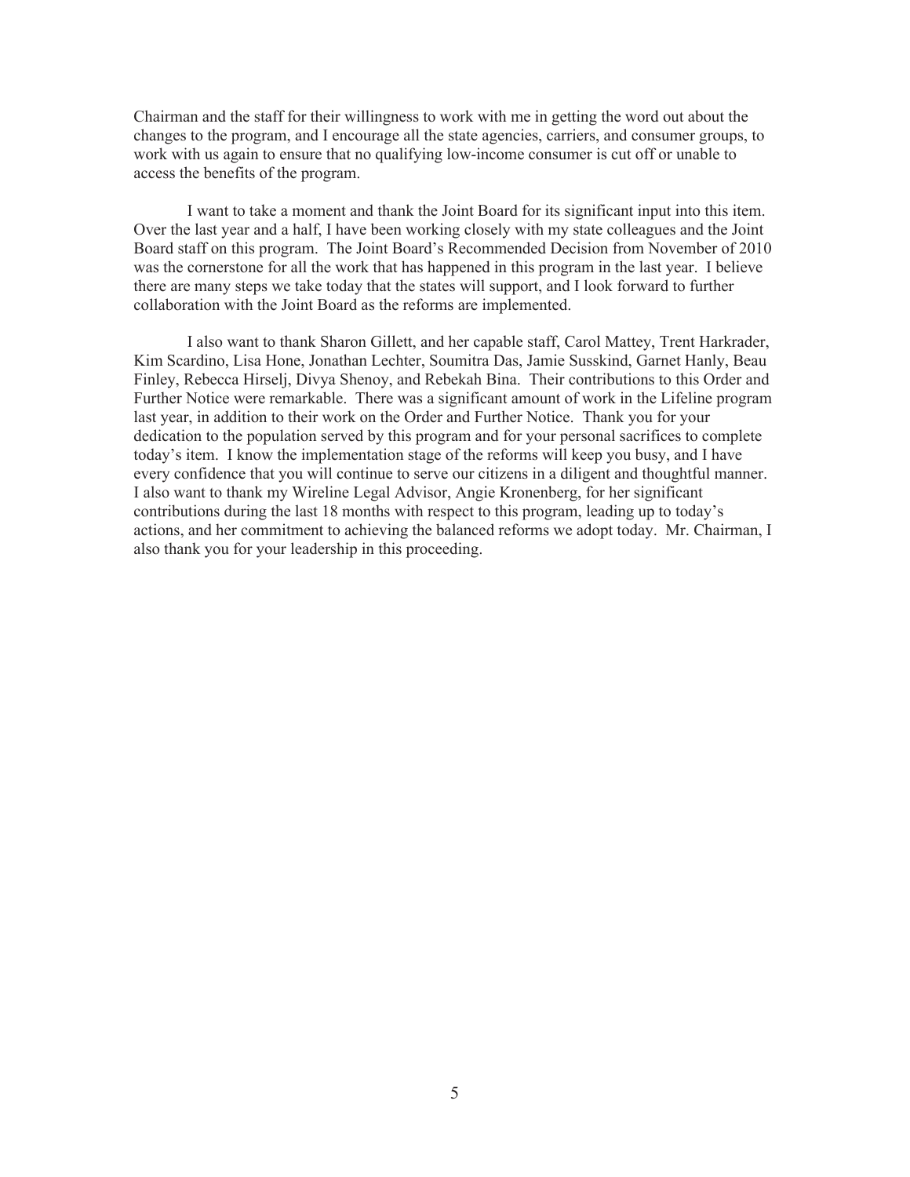Chairman and the staff for their willingness to work with me in getting the word out about the changes to the program, and I encourage all the state agencies, carriers, and consumer groups, to work with us again to ensure that no qualifying low-income consumer is cut off or unable to access the benefits of the program.

I want to take a moment and thank the Joint Board for its significant input into this item. Over the last year and a half, I have been working closely with my state colleagues and the Joint Board staff on this program. The Joint Board's Recommended Decision from November of 2010 was the cornerstone for all the work that has happened in this program in the last year. I believe there are many steps we take today that the states will support, and I look forward to further collaboration with the Joint Board as the reforms are implemented.

I also want to thank Sharon Gillett, and her capable staff, Carol Mattey, Trent Harkrader, Kim Scardino, Lisa Hone, Jonathan Lechter, Soumitra Das, Jamie Susskind, Garnet Hanly, Beau Finley, Rebecca Hirselj, Divya Shenoy, and Rebekah Bina. Their contributions to this Order and Further Notice were remarkable. There was a significant amount of work in the Lifeline program last year, in addition to their work on the Order and Further Notice. Thank you for your dedication to the population served by this program and for your personal sacrifices to complete today's item. I know the implementation stage of the reforms will keep you busy, and I have every confidence that you will continue to serve our citizens in a diligent and thoughtful manner. I also want to thank my Wireline Legal Advisor, Angie Kronenberg, for her significant contributions during the last 18 months with respect to this program, leading up to today's actions, and her commitment to achieving the balanced reforms we adopt today. Mr. Chairman, I also thank you for your leadership in this proceeding.